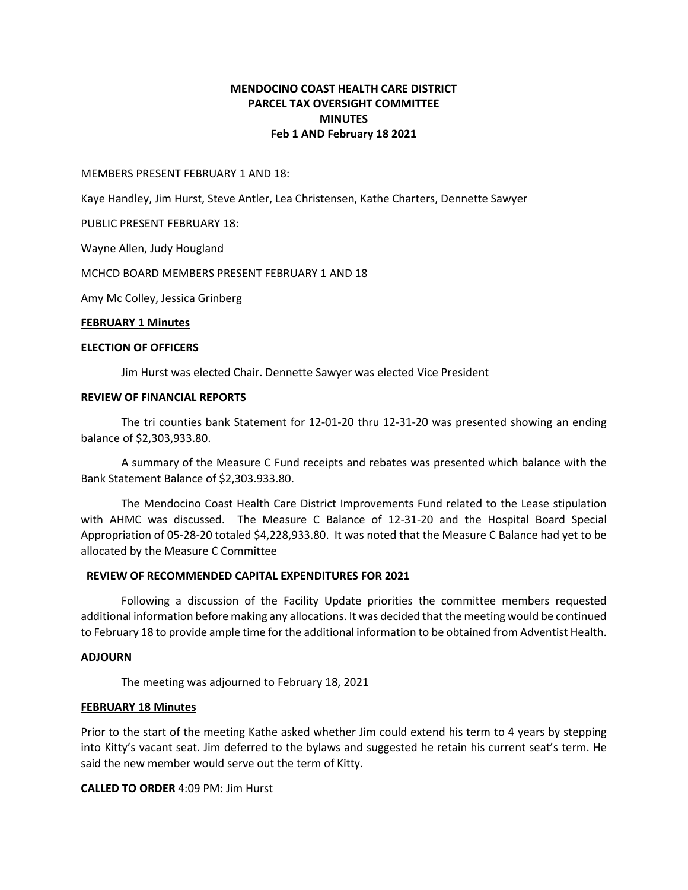**MENDOCINO COAST HEALTH CARE DISTRICT**
**PARCEL TAX OVERSIGHT COMMITTEE**
**MINUTES**
**Feb 1 AND February 18 2021**

MEMBERS PRESENT FEBRUARY 1 AND 18:

Kaye Handley, Jim Hurst, Steve Antler, Lea Christensen, Kathe Charters, Dennette Sawyer

PUBLIC PRESENT FEBRUARY 18:

Wayne Allen, Judy Hougland

MCHCD BOARD MEMBERS PRESENT FEBRUARY 1 AND 18

Amy Mc Colley, Jessica Grinberg

**FEBRUARY 1 Minutes**

**ELECTION OF OFFICERS**

Jim Hurst was elected Chair. Dennette Sawyer was elected Vice President

**REVIEW OF FINANCIAL REPORTS**

The tri counties bank Statement for 12-01-20 thru 12-31-20 was presented showing an ending balance of $2,303,933.80.

A summary of the Measure C Fund receipts and rebates was presented which balance with the Bank Statement Balance of $2,303.933.80.

The Mendocino Coast Health Care District Improvements Fund related to the Lease stipulation with AHMC was discussed. The Measure C Balance of 12-31-20 and the Hospital Board Special Appropriation of 05-28-20 totaled $4,228,933.80. It was noted that the Measure C Balance had yet to be allocated by the Measure C Committee

**REVIEW OF RECOMMENDED CAPITAL EXPENDITURES FOR 2021**

Following a discussion of the Facility Update priorities the committee members requested additional information before making any allocations. It was decided that the meeting would be continued to February 18 to provide ample time for the additional information to be obtained from Adventist Health.

**ADJOURN**

The meeting was adjourned to February 18, 2021

**FEBRUARY 18 Minutes**

Prior to the start of the meeting Kathe asked whether Jim could extend his term to 4 years by stepping into Kitty's vacant seat. Jim deferred to the bylaws and suggested he retain his current seat's term. He said the new member would serve out the term of Kitty.

**CALLED TO ORDER** 4:09 PM: Jim Hurst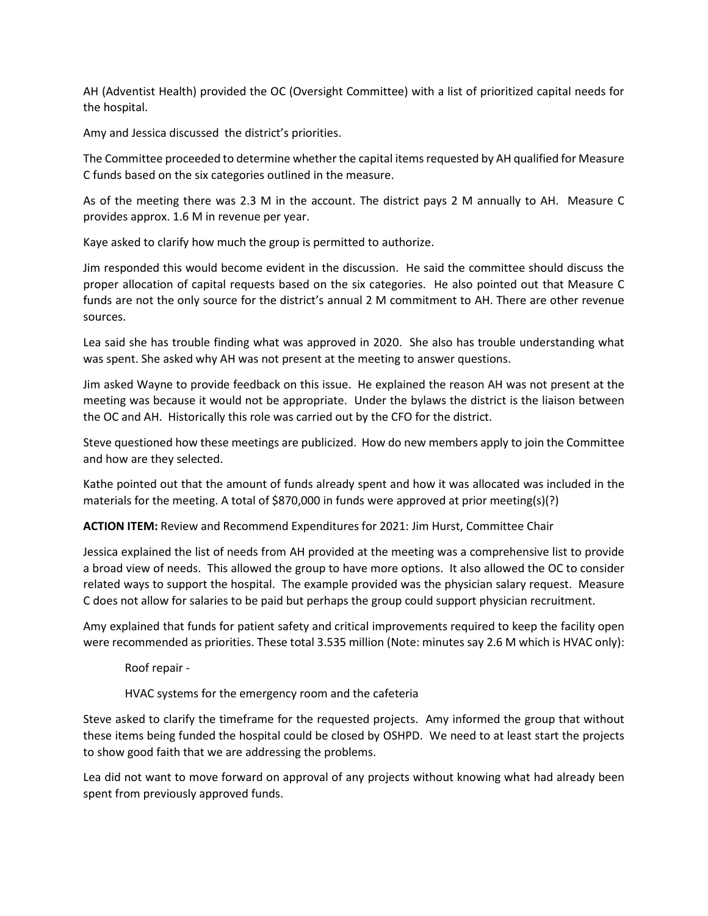AH (Adventist Health) provided the OC (Oversight Committee) with a list of prioritized capital needs for the hospital.

Amy and Jessica discussed the district's priorities.

The Committee proceeded to determine whether the capital items requested by AH qualified for Measure C funds based on the six categories outlined in the measure.

As of the meeting there was 2.3 M in the account. The district pays 2 M annually to AH. Measure C provides approx. 1.6 M in revenue per year.

Kaye asked to clarify how much the group is permitted to authorize.

Jim responded this would become evident in the discussion. He said the committee should discuss the proper allocation of capital requests based on the six categories. He also pointed out that Measure C funds are not the only source for the district's annual 2 M commitment to AH. There are other revenue sources.

Lea said she has trouble finding what was approved in 2020. She also has trouble understanding what was spent. She asked why AH was not present at the meeting to answer questions.

Jim asked Wayne to provide feedback on this issue. He explained the reason AH was not present at the meeting was because it would not be appropriate. Under the bylaws the district is the liaison between the OC and AH. Historically this role was carried out by the CFO for the district.

Steve questioned how these meetings are publicized. How do new members apply to join the Committee and how are they selected.

Kathe pointed out that the amount of funds already spent and how it was allocated was included in the materials for the meeting. A total of $870,000 in funds were approved at prior meeting(s)(?)

**ACTION ITEM:** Review and Recommend Expenditures for 2021: Jim Hurst, Committee Chair

Jessica explained the list of needs from AH provided at the meeting was a comprehensive list to provide a broad view of needs. This allowed the group to have more options. It also allowed the OC to consider related ways to support the hospital. The example provided was the physician salary request. Measure C does not allow for salaries to be paid but perhaps the group could support physician recruitment.

Amy explained that funds for patient safety and critical improvements required to keep the facility open were recommended as priorities. These total 3.535 million (Note: minutes say 2.6 M which is HVAC only):

Roof repair -

HVAC systems for the emergency room and the cafeteria

Steve asked to clarify the timeframe for the requested projects. Amy informed the group that without these items being funded the hospital could be closed by OSHPD. We need to at least start the projects to show good faith that we are addressing the problems.

Lea did not want to move forward on approval of any projects without knowing what had already been spent from previously approved funds.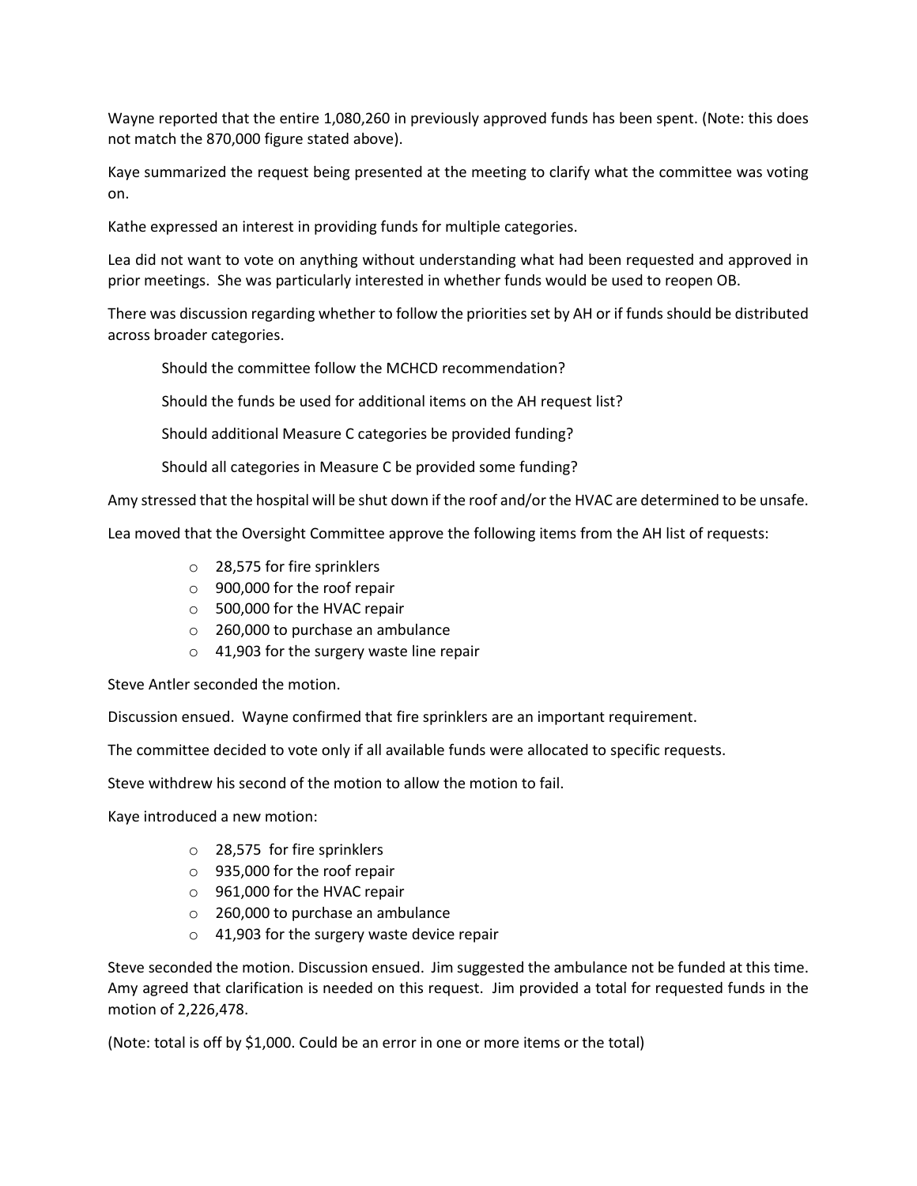Wayne reported that the entire 1,080,260 in previously approved funds has been spent. (Note: this does not match the 870,000 figure stated above).

Kaye summarized the request being presented at the meeting to clarify what the committee was voting on.

Kathe expressed an interest in providing funds for multiple categories.

Lea did not want to vote on anything without understanding what had been requested and approved in prior meetings. She was particularly interested in whether funds would be used to reopen OB.

There was discussion regarding whether to follow the priorities set by AH or if funds should be distributed across broader categories.

> Should the committee follow the MCHCD recommendation?
>
> Should the funds be used for additional items on the AH request list?
>
> Should additional Measure C categories be provided funding?
>
> Should all categories in Measure C be provided some funding?

Amy stressed that the hospital will be shut down if the roof and/or the HVAC are determined to be unsafe.

Lea moved that the Oversight Committee approve the following items from the AH list of requests:

- 28,575 for fire sprinklers
- 900,000 for the roof repair
- 500,000 for the HVAC repair
- 260,000 to purchase an ambulance
- 41,903 for the surgery waste line repair

Steve Antler seconded the motion.

Discussion ensued. Wayne confirmed that fire sprinklers are an important requirement.

The committee decided to vote only if all available funds were allocated to specific requests.

Steve withdrew his second of the motion to allow the motion to fail.

Kaye introduced a new motion:

- 28,575 for fire sprinklers
- 935,000 for the roof repair
- 961,000 for the HVAC repair
- 260,000 to purchase an ambulance
- 41,903 for the surgery waste device repair

Steve seconded the motion. Discussion ensued. Jim suggested the ambulance not be funded at this time. Amy agreed that clarification is needed on this request. Jim provided a total for requested funds in the motion of 2,226,478.

(Note: total is off by $1,000. Could be an error in one or more items or the total)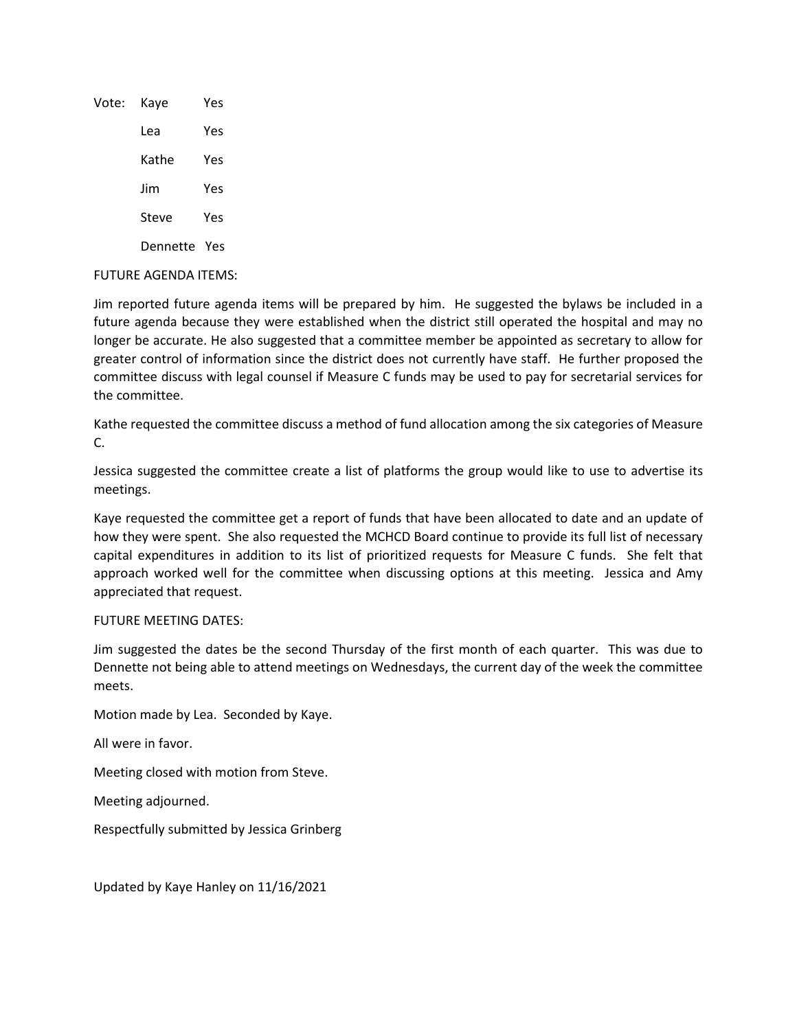| | | |
|---|---|---|
| Vote: | Kaye | Yes |
| | Lea | Yes |
| | Kathe | Yes |
| | Jim | Yes |
| | Steve | Yes |
| | Dennette | Yes |

FUTURE AGENDA ITEMS:

Jim reported future agenda items will be prepared by him. He suggested the bylaws be included in a future agenda because they were established when the district still operated the hospital and may no longer be accurate. He also suggested that a committee member be appointed as secretary to allow for greater control of information since the district does not currently have staff. He further proposed the committee discuss with legal counsel if Measure C funds may be used to pay for secretarial services for the committee.

Kathe requested the committee discuss a method of fund allocation among the six categories of Measure C.

Jessica suggested the committee create a list of platforms the group would like to use to advertise its meetings.

Kaye requested the committee get a report of funds that have been allocated to date and an update of how they were spent. She also requested the MCHCD Board continue to provide its full list of necessary capital expenditures in addition to its list of prioritized requests for Measure C funds. She felt that approach worked well for the committee when discussing options at this meeting. Jessica and Amy appreciated that request.

FUTURE MEETING DATES:

Jim suggested the dates be the second Thursday of the first month of each quarter. This was due to Dennette not being able to attend meetings on Wednesdays, the current day of the week the committee meets.

Motion made by Lea. Seconded by Kaye.

All were in favor.

Meeting closed with motion from Steve.

Meeting adjourned.

Respectfully submitted by Jessica Grinberg

Updated by Kaye Hanley on 11/16/2021